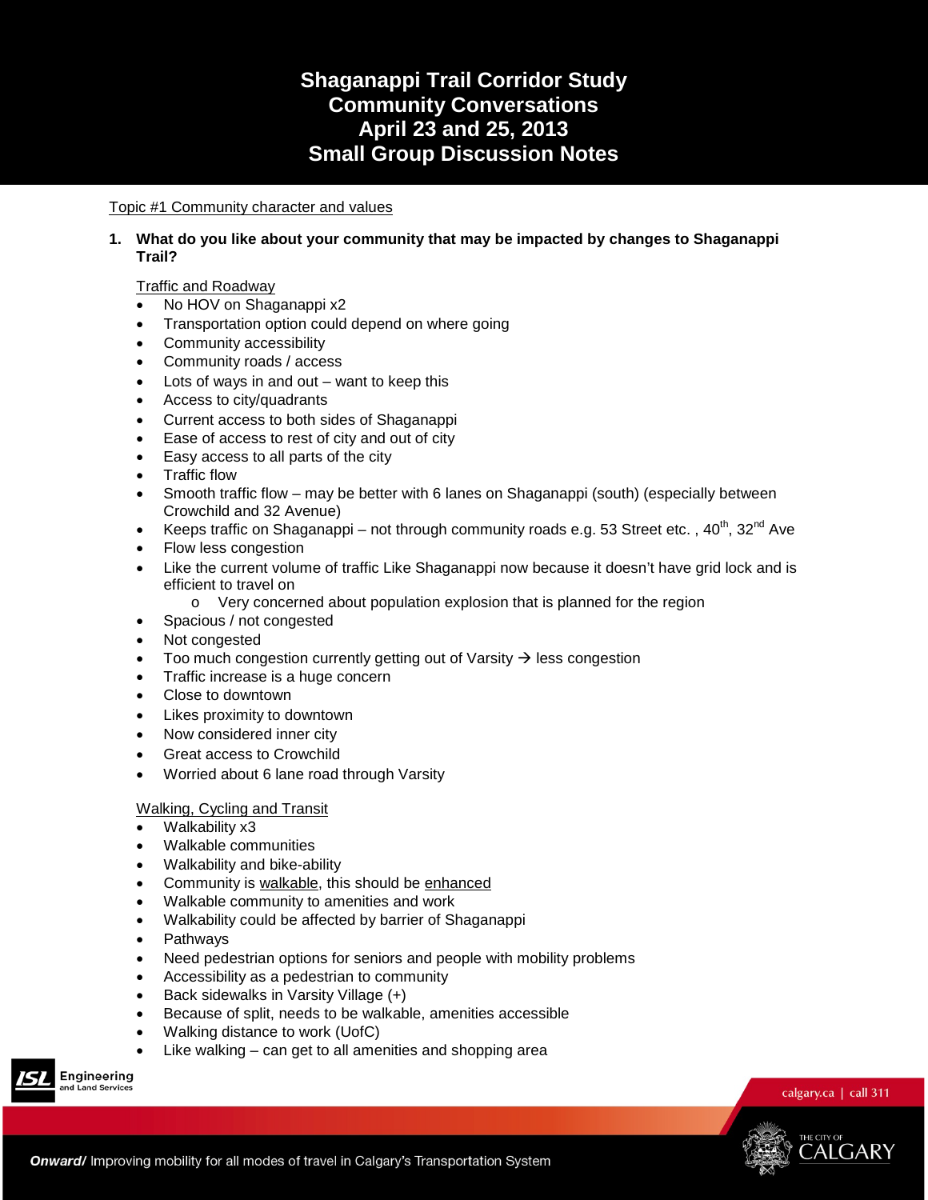# Shaganappi Trail Corridor Study
# Community Conversations
# April 23 and 25, 2013
# Small Group Discussion Notes

<u>Topic #1 Community character and values</u>

**1. What do you like about your community that may be impacted by changes to Shaganappi Trail?**

<u>Traffic and Roadway</u>

- No HOV on Shaganappi x2
- Transportation option could depend on where going
- Community accessibility
- Community roads / access
- Lots of ways in and out – want to keep this
- Access to city/quadrants
- Current access to both sides of Shaganappi
- Ease of access to rest of city and out of city
- Easy access to all parts of the city
- Traffic flow
- Smooth traffic flow – may be better with 6 lanes on Shaganappi (south) (especially between Crowchild and 32 Avenue)
- Keeps traffic on Shaganappi – not through community roads e.g. 53 Street etc. , 40th, 32nd Ave
- Flow less congestion
- Like the current volume of traffic Like Shaganappi now because it doesn't have grid lock and is efficient to travel on
  - Very concerned about population explosion that is planned for the region
- Spacious / not congested
- Not congested
- Too much congestion currently getting out of Varsity → less congestion
- Traffic increase is a huge concern
- Close to downtown
- Likes proximity to downtown
- Now considered inner city
- Great access to Crowchild
- Worried about 6 lane road through Varsity

<u>Walking, Cycling and Transit</u>

- Walkability x3
- Walkable communities
- Walkability and bike-ability
- Community is <u>walkable</u>, this should be <u>enhanced</u>
- Walkable community to amenities and work
- Walkability could be affected by barrier of Shaganappi
- Pathways
- Need pedestrian options for seniors and people with mobility problems
- Accessibility as a pedestrian to community
- Back sidewalks in Varsity Village (+)
- Because of split, needs to be walkable, amenities accessible
- Walking distance to work (UofC)
- Like walking – can get to all amenities and shopping area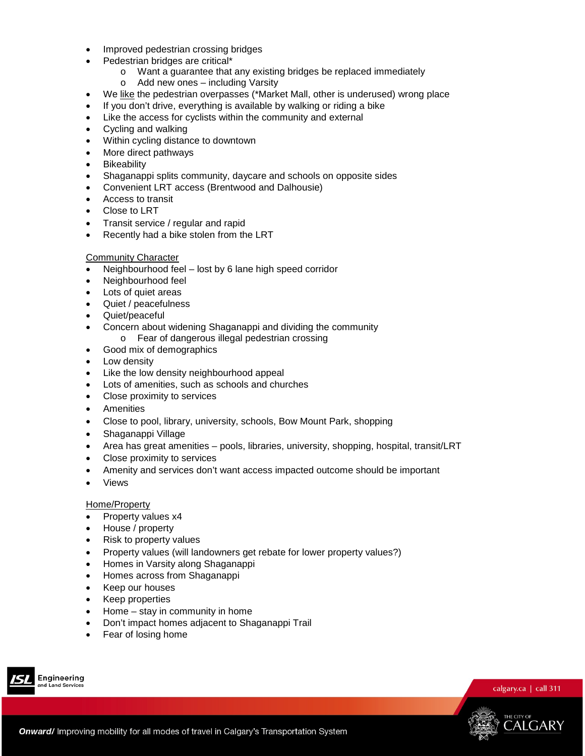- Improved pedestrian crossing bridges
- Pedestrian bridges are critical*
    - Want a guarantee that any existing bridges be replaced immediately
    - Add new ones – including Varsity
- We <u>like</u> the pedestrian overpasses (*Market Mall, other is underused) wrong place
- If you don't drive, everything is available by walking or riding a bike
- Like the access for cyclists within the community and external
- Cycling and walking
- Within cycling distance to downtown
- More direct pathways
- Bikeability
- Shaganappi splits community, daycare and schools on opposite sides
- Convenient LRT access (Brentwood and Dalhousie)
- Access to transit
- Close to LRT
- Transit service / regular and rapid
- Recently had a bike stolen from the LRT

<u>Community Character</u>

- Neighbourhood feel – lost by 6 lane high speed corridor
- Neighbourhood feel
- Lots of quiet areas
- Quiet / peacefulness
- Quiet/peaceful
- Concern about widening Shaganappi and dividing the community
    - Fear of dangerous illegal pedestrian crossing
- Good mix of demographics
- Low density
- Like the low density neighbourhood appeal
- Lots of amenities, such as schools and churches
- Close proximity to services
- Amenities
- Close to pool, library, university, schools, Bow Mount Park, shopping
- Shaganappi Village
- Area has great amenities – pools, libraries, university, shopping, hospital, transit/LRT
- Close proximity to services
- Amenity and services don't want access impacted outcome should be important
- Views

<u>Home/Property</u>

- Property values x4
- House / property
- Risk to property values
- Property values (will landowners get rebate for lower property values?)
- Homes in Varsity along Shaganappi
- Homes across from Shaganappi
- Keep our houses
- Keep properties
- Home – stay in community in home
- Don't impact homes adjacent to Shaganappi Trail
- Fear of losing home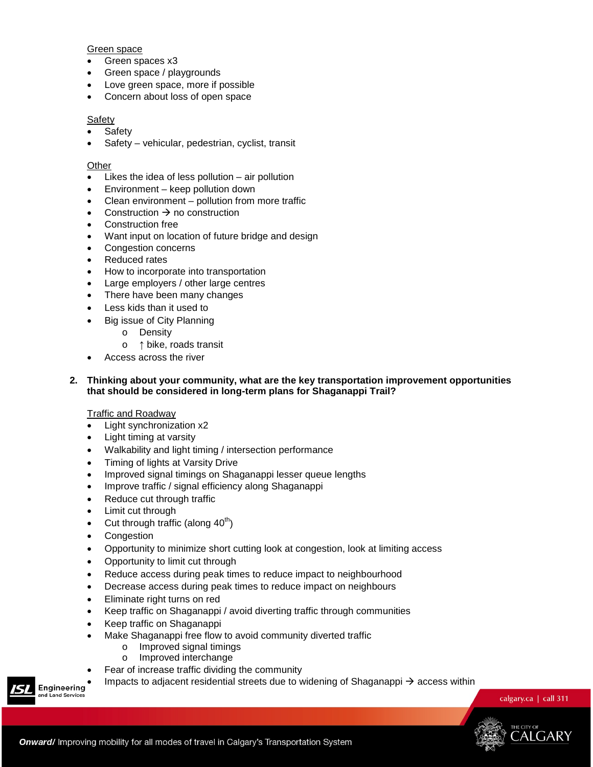Green space

- Green spaces x3
- Green space / playgrounds
- Love green space, more if possible
- Concern about loss of open space

Safety

- Safety
- Safety – vehicular, pedestrian, cyclist, transit

Other

- Likes the idea of less pollution – air pollution
- Environment – keep pollution down
- Clean environment – pollution from more traffic
- Construction → no construction
- Construction free
- Want input on location of future bridge and design
- Congestion concerns
- Reduced rates
- How to incorporate into transportation
- Large employers / other large centres
- There have been many changes
- Less kids than it used to
- Big issue of City Planning
  - Density
  - ↑ bike, roads transit
- Access across the river

**2. Thinking about your community, what are the key transportation improvement opportunities that should be considered in long-term plans for Shaganappi Trail?**

Traffic and Roadway

- Light synchronization x2
- Light timing at varsity
- Walkability and light timing / intersection performance
- Timing of lights at Varsity Drive
- Improved signal timings on Shaganappi lesser queue lengths
- Improve traffic / signal efficiency along Shaganappi
- Reduce cut through traffic
- Limit cut through
- Cut through traffic (along 40th)
- Congestion
- Opportunity to minimize short cutting look at congestion, look at limiting access
- Opportunity to limit cut through
- Reduce access during peak times to reduce impact to neighbourhood
- Decrease access during peak times to reduce impact on neighbours
- Eliminate right turns on red
- Keep traffic on Shaganappi / avoid diverting traffic through communities
- Keep traffic on Shaganappi
- Make Shaganappi free flow to avoid community diverted traffic
  - Improved signal timings
  - Improved interchange
- Fear of increase traffic dividing the community
- Impacts to adjacent residential streets due to widening of Shaganappi → access within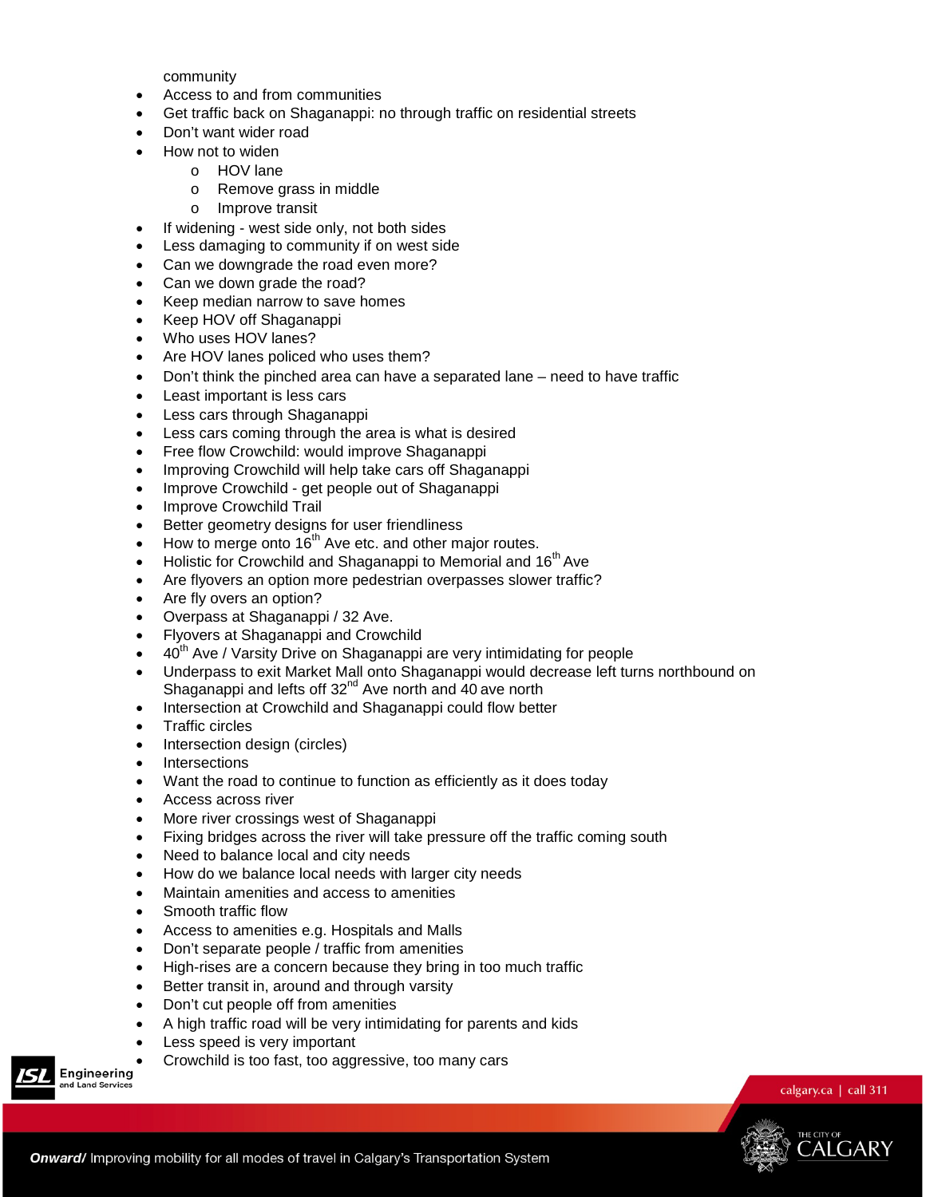community

- Access to and from communities
- Get traffic back on Shaganappi: no through traffic on residential streets
- Don't want wider road
- How not to widen
    - HOV lane
    - Remove grass in middle
    - Improve transit
- If widening - west side only, not both sides
- Less damaging to community if on west side
- Can we downgrade the road even more?
- Can we down grade the road?
- Keep median narrow to save homes
- Keep HOV off Shaganappi
- Who uses HOV lanes?
- Are HOV lanes policed who uses them?
- Don't think the pinched area can have a separated lane – need to have traffic
- Least important is less cars
- Less cars through Shaganappi
- Less cars coming through the area is what is desired
- Free flow Crowchild: would improve Shaganappi
- Improving Crowchild will help take cars off Shaganappi
- Improve Crowchild - get people out of Shaganappi
- Improve Crowchild Trail
- Better geometry designs for user friendliness
- How to merge onto 16th Ave etc. and other major routes.
- Holistic for Crowchild and Shaganappi to Memorial and 16th Ave
- Are flyovers an option more pedestrian overpasses slower traffic?
- Are fly overs an option?
- Overpass at Shaganappi / 32 Ave.
- Flyovers at Shaganappi and Crowchild
- 40th Ave / Varsity Drive on Shaganappi are very intimidating for people
- Underpass to exit Market Mall onto Shaganappi would decrease left turns northbound on Shaganappi and lefts off 32nd Ave north and 40 ave north
- Intersection at Crowchild and Shaganappi could flow better
- Traffic circles
- Intersection design (circles)
- Intersections
- Want the road to continue to function as efficiently as it does today
- Access across river
- More river crossings west of Shaganappi
- Fixing bridges across the river will take pressure off the traffic coming south
- Need to balance local and city needs
- How do we balance local needs with larger city needs
- Maintain amenities and access to amenities
- Smooth traffic flow
- Access to amenities e.g. Hospitals and Malls
- Don't separate people / traffic from amenities
- High-rises are a concern because they bring in too much traffic
- Better transit in, around and through varsity
- Don't cut people off from amenities
- A high traffic road will be very intimidating for parents and kids
- Less speed is very important
- Crowchild is too fast, too aggressive, too many cars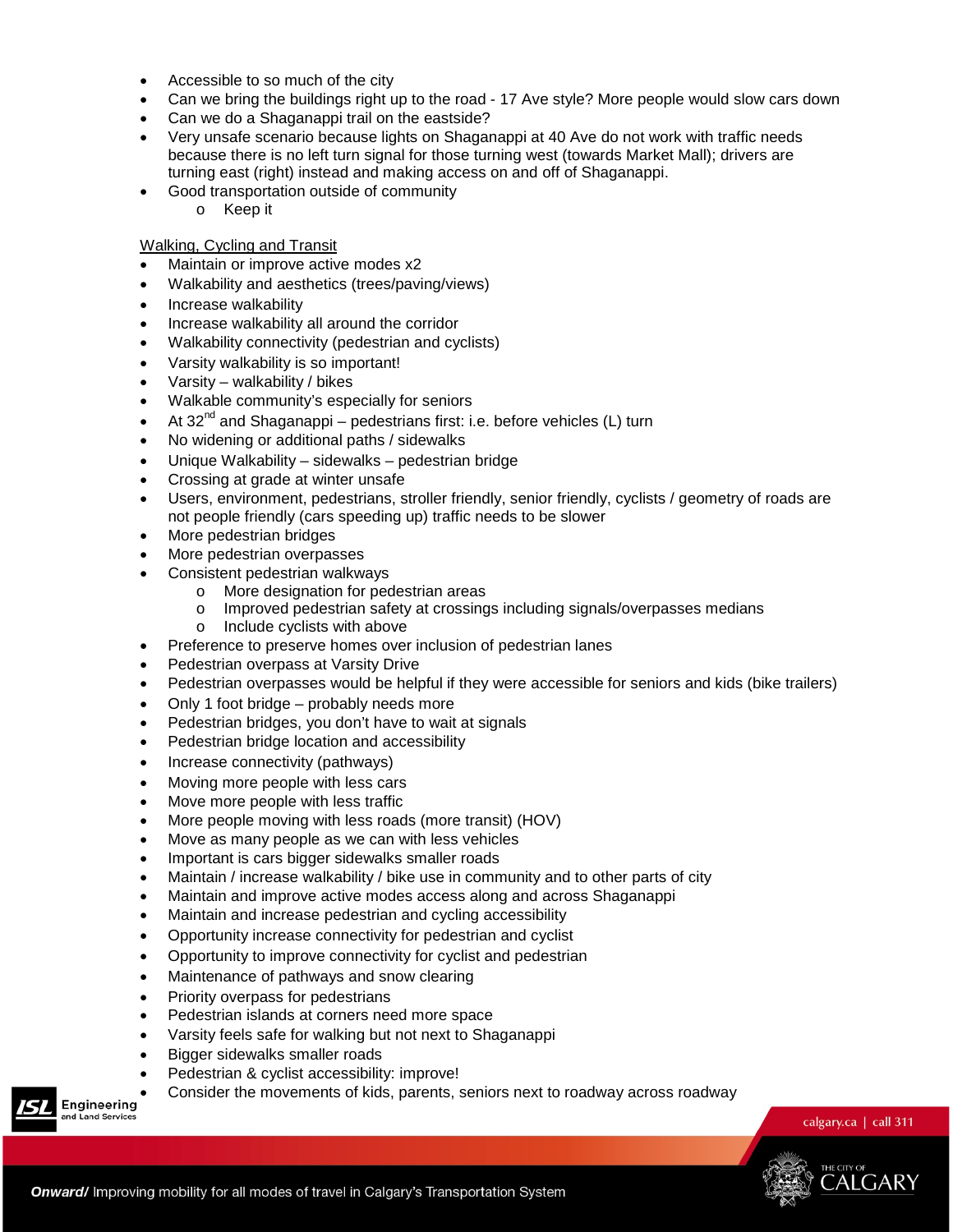- Accessible to so much of the city
- Can we bring the buildings right up to the road - 17 Ave style? More people would slow cars down
- Can we do a Shaganappi trail on the eastside?
- Very unsafe scenario because lights on Shaganappi at 40 Ave do not work with traffic needs because there is no left turn signal for those turning west (towards Market Mall); drivers are turning east (right) instead and making access on and off of Shaganappi.
- Good transportation outside of community
  - Keep it

<u>Walking, Cycling and Transit</u>

- Maintain or improve active modes x2
- Walkability and aesthetics (trees/paving/views)
- Increase walkability
- Increase walkability all around the corridor
- Walkability connectivity (pedestrian and cyclists)
- Varsity walkability is so important!
- Varsity – walkability / bikes
- Walkable community's especially for seniors
- At 32nd and Shaganappi – pedestrians first: i.e. before vehicles (L) turn
- No widening or additional paths / sidewalks
- Unique Walkability – sidewalks – pedestrian bridge
- Crossing at grade at winter unsafe
- Users, environment, pedestrians, stroller friendly, senior friendly, cyclists / geometry of roads are not people friendly (cars speeding up) traffic needs to be slower
- More pedestrian bridges
- More pedestrian overpasses
- Consistent pedestrian walkways
  - More designation for pedestrian areas
  - Improved pedestrian safety at crossings including signals/overpasses medians
  - Include cyclists with above
- Preference to preserve homes over inclusion of pedestrian lanes
- Pedestrian overpass at Varsity Drive
- Pedestrian overpasses would be helpful if they were accessible for seniors and kids (bike trailers)
- Only 1 foot bridge – probably needs more
- Pedestrian bridges, you don't have to wait at signals
- Pedestrian bridge location and accessibility
- Increase connectivity (pathways)
- Moving more people with less cars
- Move more people with less traffic
- More people moving with less roads (more transit) (HOV)
- Move as many people as we can with less vehicles
- Important is cars bigger sidewalks smaller roads
- Maintain / increase walkability / bike use in community and to other parts of city
- Maintain and improve active modes access along and across Shaganappi
- Maintain and increase pedestrian and cycling accessibility
- Opportunity increase connectivity for pedestrian and cyclist
- Opportunity to improve connectivity for cyclist and pedestrian
- Maintenance of pathways and snow clearing
- Priority overpass for pedestrians
- Pedestrian islands at corners need more space
- Varsity feels safe for walking but not next to Shaganappi
- Bigger sidewalks smaller roads
- Pedestrian & cyclist accessibility: improve!
- Consider the movements of kids, parents, seniors next to roadway across roadway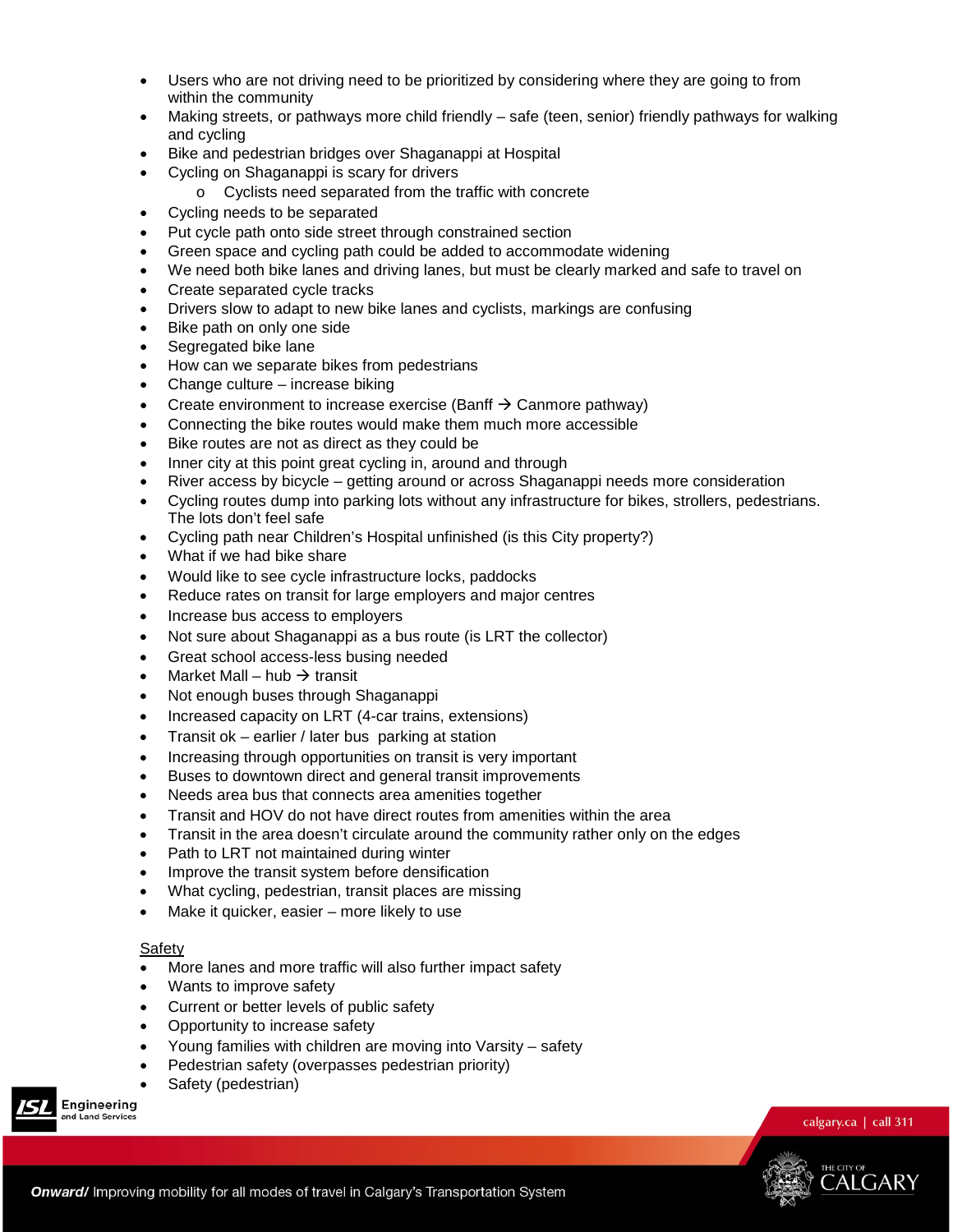- Users who are not driving need to be prioritized by considering where they are going to from within the community
- Making streets, or pathways more child friendly – safe (teen, senior) friendly pathways for walking and cycling
- Bike and pedestrian bridges over Shaganappi at Hospital
- Cycling on Shaganappi is scary for drivers
  - Cyclists need separated from the traffic with concrete
- Cycling needs to be separated
- Put cycle path onto side street through constrained section
- Green space and cycling path could be added to accommodate widening
- We need both bike lanes and driving lanes, but must be clearly marked and safe to travel on
- Create separated cycle tracks
- Drivers slow to adapt to new bike lanes and cyclists, markings are confusing
- Bike path on only one side
- Segregated bike lane
- How can we separate bikes from pedestrians
- Change culture – increase biking
- Create environment to increase exercise (Banff → Canmore pathway)
- Connecting the bike routes would make them much more accessible
- Bike routes are not as direct as they could be
- Inner city at this point great cycling in, around and through
- River access by bicycle – getting around or across Shaganappi needs more consideration
- Cycling routes dump into parking lots without any infrastructure for bikes, strollers, pedestrians. The lots don't feel safe
- Cycling path near Children's Hospital unfinished (is this City property?)
- What if we had bike share
- Would like to see cycle infrastructure locks, paddocks
- Reduce rates on transit for large employers and major centres
- Increase bus access to employers
- Not sure about Shaganappi as a bus route (is LRT the collector)
- Great school access-less busing needed
- Market Mall – hub → transit
- Not enough buses through Shaganappi
- Increased capacity on LRT (4-car trains, extensions)
- Transit ok – earlier / later bus parking at station
- Increasing through opportunities on transit is very important
- Buses to downtown direct and general transit improvements
- Needs area bus that connects area amenities together
- Transit and HOV do not have direct routes from amenities within the area
- Transit in the area doesn't circulate around the community rather only on the edges
- Path to LRT not maintained during winter
- Improve the transit system before densification
- What cycling, pedestrian, transit places are missing
- Make it quicker, easier – more likely to use

Safety

- More lanes and more traffic will also further impact safety
- Wants to improve safety
- Current or better levels of public safety
- Opportunity to increase safety
- Young families with children are moving into Varsity – safety
- Pedestrian safety (overpasses pedestrian priority)
- Safety (pedestrian)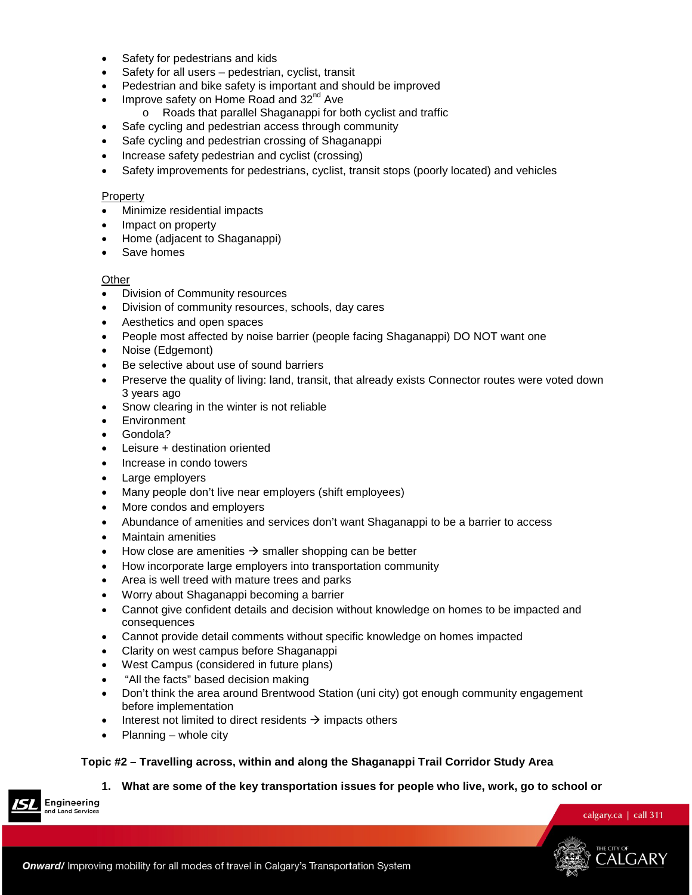- Safety for pedestrians and kids
- Safety for all users – pedestrian, cyclist, transit
- Pedestrian and bike safety is important and should be improved
- Improve safety on Home Road and 32nd Ave
    - Roads that parallel Shaganappi for both cyclist and traffic
- Safe cycling and pedestrian access through community
- Safe cycling and pedestrian crossing of Shaganappi
- Increase safety pedestrian and cyclist (crossing)
- Safety improvements for pedestrians, cyclist, transit stops (poorly located) and vehicles

Property

- Minimize residential impacts
- Impact on property
- Home (adjacent to Shaganappi)
- Save homes

Other

- Division of Community resources
- Division of community resources, schools, day cares
- Aesthetics and open spaces
- People most affected by noise barrier (people facing Shaganappi) DO NOT want one
- Noise (Edgemont)
- Be selective about use of sound barriers
- Preserve the quality of living: land, transit, that already exists Connector routes were voted down 3 years ago
- Snow clearing in the winter is not reliable
- Environment
- Gondola?
- Leisure + destination oriented
- Increase in condo towers
- Large employers
- Many people don't live near employers (shift employees)
- More condos and employers
- Abundance of amenities and services don't want Shaganappi to be a barrier to access
- Maintain amenities
- How close are amenities → smaller shopping can be better
- How incorporate large employers into transportation community
- Area is well treed with mature trees and parks
- Worry about Shaganappi becoming a barrier
- Cannot give confident details and decision without knowledge on homes to be impacted and consequences
- Cannot provide detail comments without specific knowledge on homes impacted
- Clarity on west campus before Shaganappi
- West Campus (considered in future plans)
- "All the facts" based decision making
- Don't think the area around Brentwood Station (uni city) got enough community engagement before implementation
- Interest not limited to direct residents → impacts others
- Planning – whole city

**Topic #2 – Travelling across, within and along the Shaganappi Trail Corridor Study Area**

1. **What are some of the key transportation issues for people who live, work, go to school or**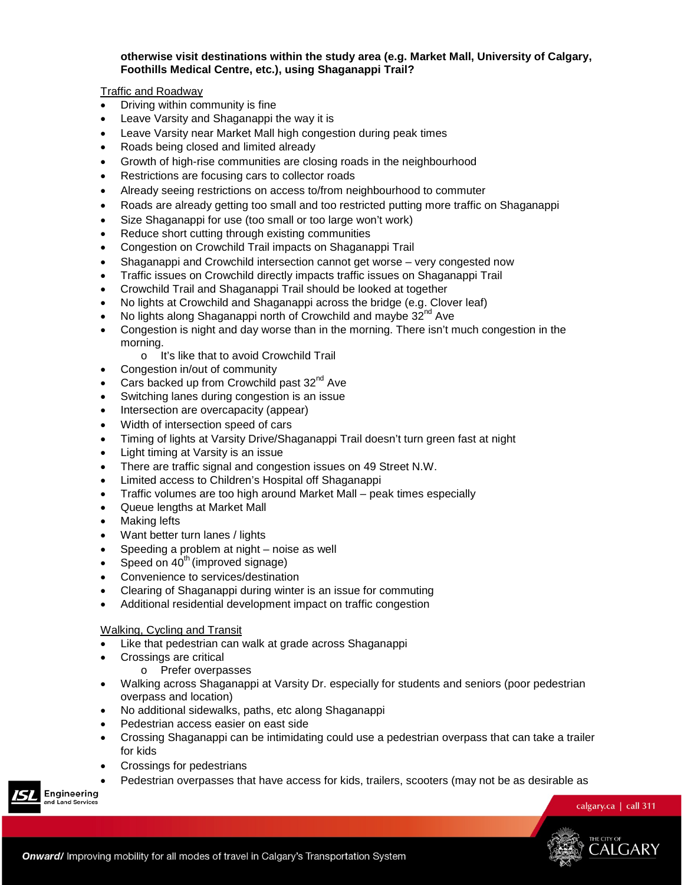**otherwise visit destinations within the study area (e.g. Market Mall, University of Calgary, Foothills Medical Centre, etc.), using Shaganappi Trail?**

Traffic and Roadway

- Driving within community is fine
- Leave Varsity and Shaganappi the way it is
- Leave Varsity near Market Mall high congestion during peak times
- Roads being closed and limited already
- Growth of high-rise communities are closing roads in the neighbourhood
- Restrictions are focusing cars to collector roads
- Already seeing restrictions on access to/from neighbourhood to commuter
- Roads are already getting too small and too restricted putting more traffic on Shaganappi
- Size Shaganappi for use (too small or too large won't work)
- Reduce short cutting through existing communities
- Congestion on Crowchild Trail impacts on Shaganappi Trail
- Shaganappi and Crowchild intersection cannot get worse – very congested now
- Traffic issues on Crowchild directly impacts traffic issues on Shaganappi Trail
- Crowchild Trail and Shaganappi Trail should be looked at together
- No lights at Crowchild and Shaganappi across the bridge (e.g. Clover leaf)
- No lights along Shaganappi north of Crowchild and maybe 32nd Ave
- Congestion is night and day worse than in the morning. There isn't much congestion in the morning.
  - It's like that to avoid Crowchild Trail
- Congestion in/out of community
- Cars backed up from Crowchild past 32nd Ave
- Switching lanes during congestion is an issue
- Intersection are overcapacity (appear)
- Width of intersection speed of cars
- Timing of lights at Varsity Drive/Shaganappi Trail doesn't turn green fast at night
- Light timing at Varsity is an issue
- There are traffic signal and congestion issues on 49 Street N.W.
- Limited access to Children's Hospital off Shaganappi
- Traffic volumes are too high around Market Mall – peak times especially
- Queue lengths at Market Mall
- Making lefts
- Want better turn lanes / lights
- Speeding a problem at night – noise as well
- Speed on 40th (improved signage)
- Convenience to services/destination
- Clearing of Shaganappi during winter is an issue for commuting
- Additional residential development impact on traffic congestion

Walking, Cycling and Transit

- Like that pedestrian can walk at grade across Shaganappi
- Crossings are critical
  - Prefer overpasses
- Walking across Shaganappi at Varsity Dr. especially for students and seniors (poor pedestrian overpass and location)
- No additional sidewalks, paths, etc along Shaganappi
- Pedestrian access easier on east side
- Crossing Shaganappi can be intimidating could use a pedestrian overpass that can take a trailer for kids
- Crossings for pedestrians
- Pedestrian overpasses that have access for kids, trailers, scooters (may not be as desirable as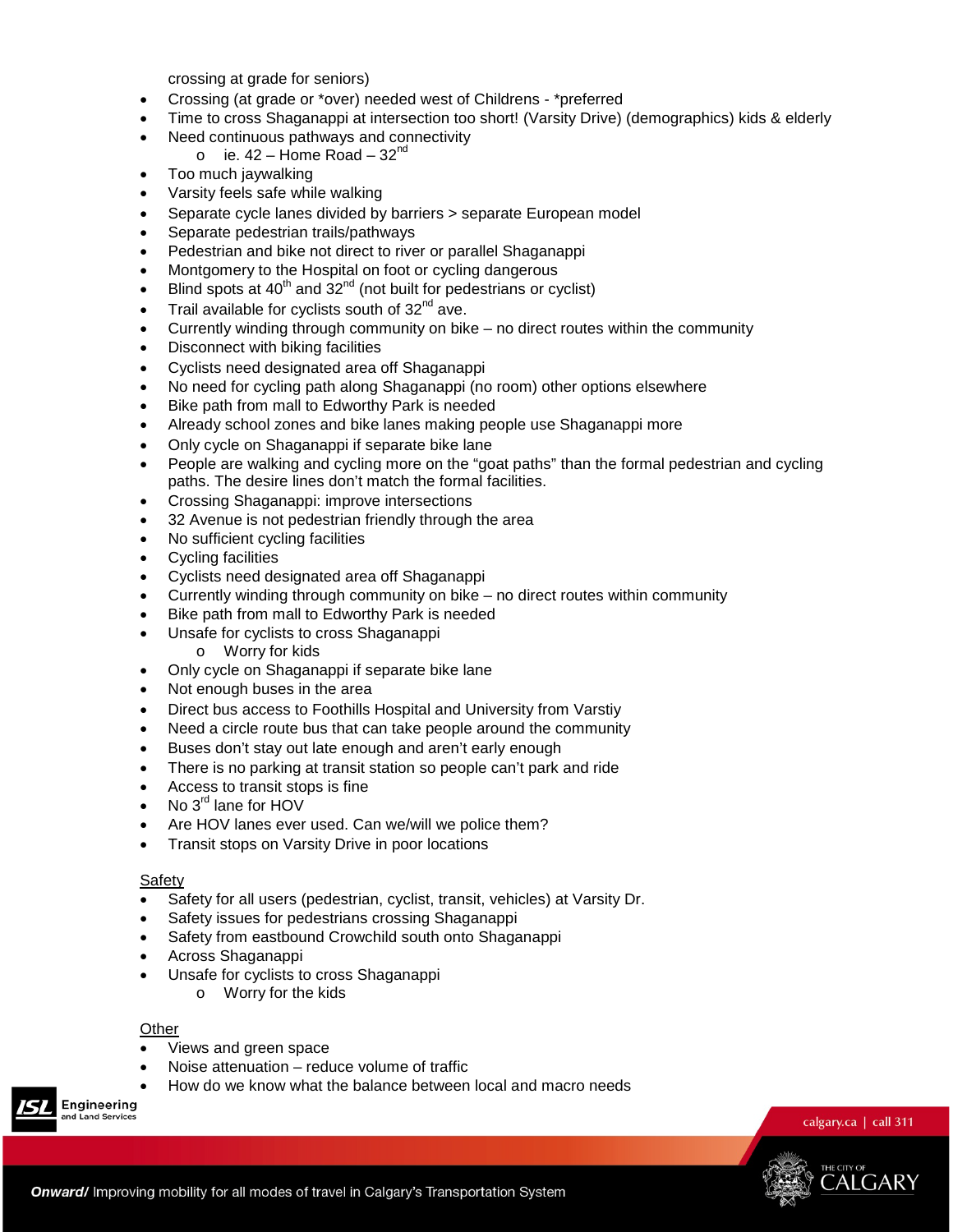crossing at grade for seniors)

- Crossing (at grade or *over) needed west of Childrens - *preferred
- Time to cross Shaganappi at intersection too short! (Varsity Drive) (demographics) kids & elderly
- Need continuous pathways and connectivity
  - ie. 42 – Home Road – 32nd
- Too much jaywalking
- Varsity feels safe while walking
- Separate cycle lanes divided by barriers > separate European model
- Separate pedestrian trails/pathways
- Pedestrian and bike not direct to river or parallel Shaganappi
- Montgomery to the Hospital on foot or cycling dangerous
- Blind spots at 40th and 32nd (not built for pedestrians or cyclist)
- Trail available for cyclists south of 32nd ave.
- Currently winding through community on bike – no direct routes within the community
- Disconnect with biking facilities
- Cyclists need designated area off Shaganappi
- No need for cycling path along Shaganappi (no room) other options elsewhere
- Bike path from mall to Edworthy Park is needed
- Already school zones and bike lanes making people use Shaganappi more
- Only cycle on Shaganappi if separate bike lane
- People are walking and cycling more on the "goat paths" than the formal pedestrian and cycling paths. The desire lines don't match the formal facilities.
- Crossing Shaganappi: improve intersections
- 32 Avenue is not pedestrian friendly through the area
- No sufficient cycling facilities
- Cycling facilities
- Cyclists need designated area off Shaganappi
- Currently winding through community on bike – no direct routes within community
- Bike path from mall to Edworthy Park is needed
- Unsafe for cyclists to cross Shaganappi
  - Worry for kids
- Only cycle on Shaganappi if separate bike lane
- Not enough buses in the area
- Direct bus access to Foothills Hospital and University from Varstiy
- Need a circle route bus that can take people around the community
- Buses don't stay out late enough and aren't early enough
- There is no parking at transit station so people can't park and ride
- Access to transit stops is fine
- No 3rd lane for HOV
- Are HOV lanes ever used. Can we/will we police them?
- Transit stops on Varsity Drive in poor locations

Safety

- Safety for all users (pedestrian, cyclist, transit, vehicles) at Varsity Dr.
- Safety issues for pedestrians crossing Shaganappi
- Safety from eastbound Crowchild south onto Shaganappi
- Across Shaganappi
- Unsafe for cyclists to cross Shaganappi
  - Worry for the kids

Other

- Views and green space
- Noise attenuation – reduce volume of traffic
- How do we know what the balance between local and macro needs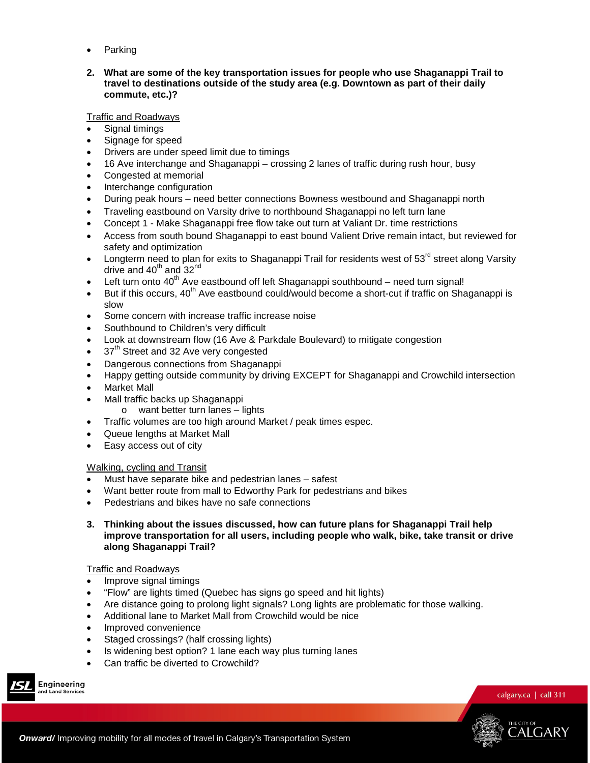- Parking

**2. What are some of the key transportation issues for people who use Shaganappi Trail to travel to destinations outside of the study area (e.g. Downtown as part of their daily commute, etc.)?**

Traffic and Roadways

- Signal timings
- Signage for speed
- Drivers are under speed limit due to timings
- 16 Ave interchange and Shaganappi – crossing 2 lanes of traffic during rush hour, busy
- Congested at memorial
- Interchange configuration
- During peak hours – need better connections Bowness westbound and Shaganappi north
- Traveling eastbound on Varsity drive to northbound Shaganappi no left turn lane
- Concept 1 - Make Shaganappi free flow take out turn at Valiant Dr. time restrictions
- Access from south bound Shaganappi to east bound Valient Drive remain intact, but reviewed for safety and optimization
- Longterm need to plan for exits to Shaganappi Trail for residents west of 53rd street along Varsity drive and 40th and 32nd
- Left turn onto 40th Ave eastbound off left Shaganappi southbound – need turn signal!
- But if this occurs, 40th Ave eastbound could/would become a short-cut if traffic on Shaganappi is slow
- Some concern with increase traffic increase noise
- Southbound to Children's very difficult
- Look at downstream flow (16 Ave & Parkdale Boulevard) to mitigate congestion
- 37th Street and 32 Ave very congested
- Dangerous connections from Shaganappi
- Happy getting outside community by driving EXCEPT for Shaganappi and Crowchild intersection
- Market Mall
- Mall traffic backs up Shaganappi
    - want better turn lanes – lights
- Traffic volumes are too high around Market / peak times espec.
- Queue lengths at Market Mall
- Easy access out of city

Walking, cycling and Transit

- Must have separate bike and pedestrian lanes – safest
- Want better route from mall to Edworthy Park for pedestrians and bikes
- Pedestrians and bikes have no safe connections

**3. Thinking about the issues discussed, how can future plans for Shaganappi Trail help improve transportation for all users, including people who walk, bike, take transit or drive along Shaganappi Trail?**

Traffic and Roadways

- Improve signal timings
- "Flow" are lights timed (Quebec has signs go speed and hit lights)
- Are distance going to prolong light signals? Long lights are problematic for those walking.
- Additional lane to Market Mall from Crowchild would be nice
- Improved convenience
- Staged crossings? (half crossing lights)
- Is widening best option? 1 lane each way plus turning lanes
- Can traffic be diverted to Crowchild?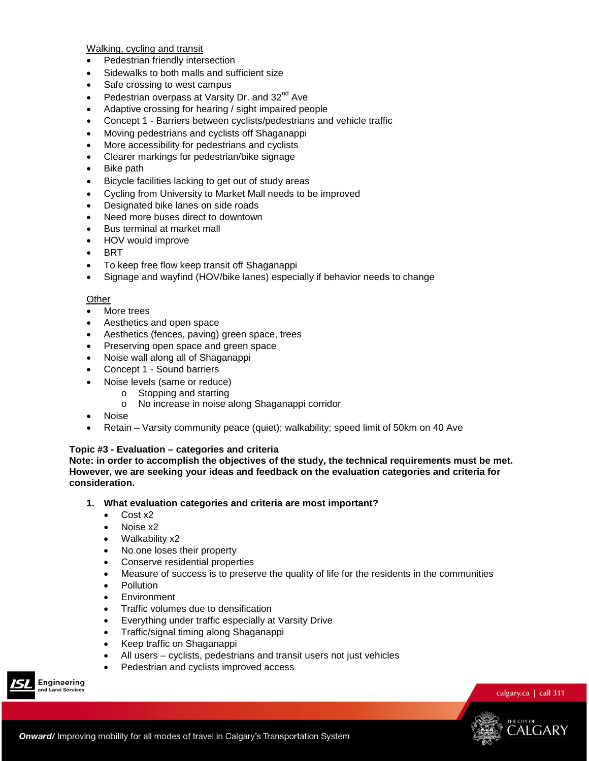Walking, cycling and transit

- Pedestrian friendly intersection
- Sidewalks to both malls and sufficient size
- Safe crossing to west campus
- Pedestrian overpass at Varsity Dr. and 32nd Ave
- Adaptive crossing for hearing / sight impaired people
- Concept 1 - Barriers between cyclists/pedestrians and vehicle traffic
- Moving pedestrians and cyclists off Shaganappi
- More accessibility for pedestrians and cyclists
- Clearer markings for pedestrian/bike signage
- Bike path
- Bicycle facilities lacking to get out of study areas
- Cycling from University to Market Mall needs to be improved
- Designated bike lanes on side roads
- Need more buses direct to downtown
- Bus terminal at market mall
- HOV would improve
- BRT
- To keep free flow keep transit off Shaganappi
- Signage and wayfind (HOV/bike lanes) especially if behavior needs to change

Other

- More trees
- Aesthetics and open space
- Aesthetics (fences, paving) green space, trees
- Preserving open space and green space
- Noise wall along all of Shaganappi
- Concept 1 - Sound barriers
- Noise levels (same or reduce)
  - Stopping and starting
  - No increase in noise along Shaganappi corridor
- Noise
- Retain – Varsity community peace (quiet); walkability; speed limit of 50km on 40 Ave

**Topic #3 - Evaluation – categories and criteria**

**Note: in order to accomplish the objectives of the study, the technical requirements must be met. However, we are seeking your ideas and feedback on the evaluation categories and criteria for consideration.**

1. **What evaluation categories and criteria are most important?**
   - Cost x2
   - Noise x2
   - Walkability x2
   - No one loses their property
   - Conserve residential properties
   - Measure of success is to preserve the quality of life for the residents in the communities
   - Pollution
   - Environment
   - Traffic volumes due to densification
   - Everything under traffic especially at Varsity Drive
   - Traffic/signal timing along Shaganappi
   - Keep traffic on Shaganappi
   - All users – cyclists, pedestrians and transit users not just vehicles
   - Pedestrian and cyclists improved access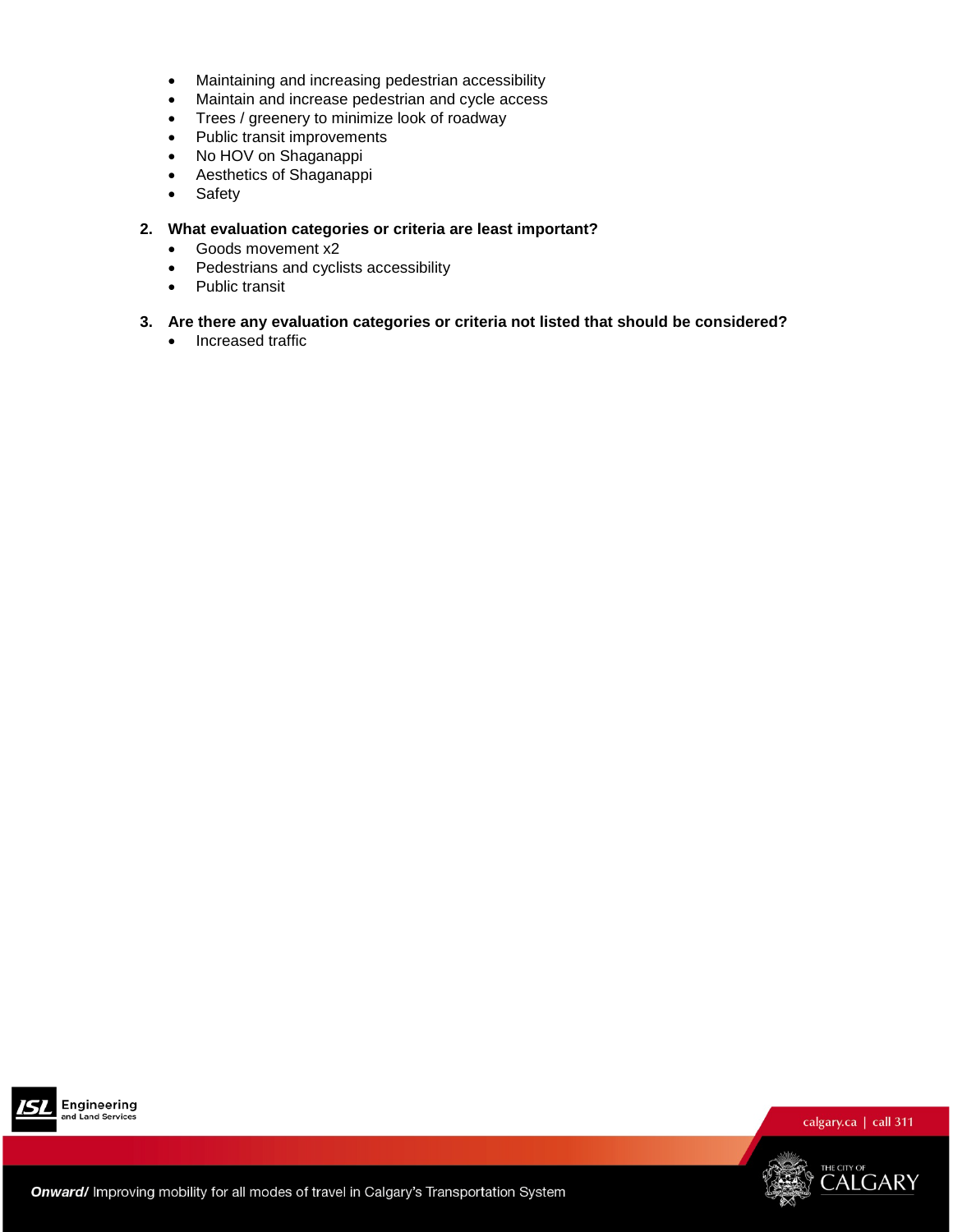- Maintaining and increasing pedestrian accessibility
- Maintain and increase pedestrian and cycle access
- Trees / greenery to minimize look of roadway
- Public transit improvements
- No HOV on Shaganappi
- Aesthetics of Shaganappi
- Safety

2. **What evaluation categories or criteria are least important?**
   - Goods movement x2
   - Pedestrians and cyclists accessibility
   - Public transit

3. **Are there any evaluation categories or criteria not listed that should be considered?**
   - Increased traffic